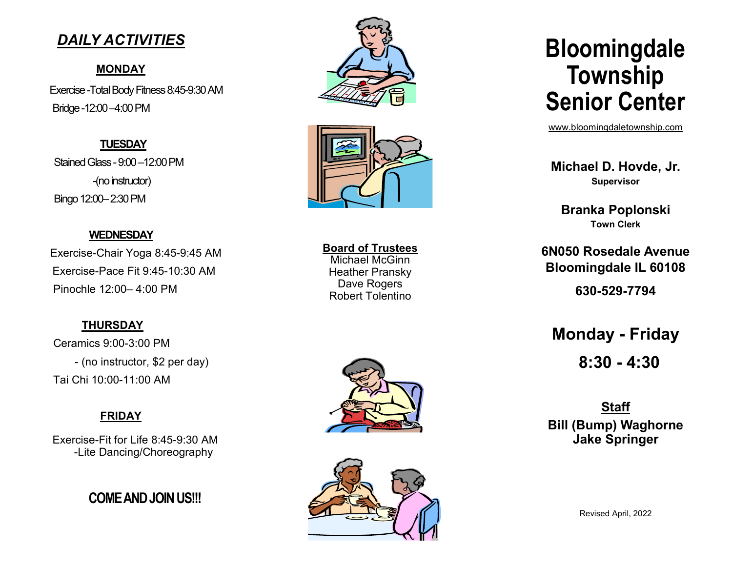## *DAILY ACTIVITIES*

### MONDAY

Exercise -Total Body Fitness 8:45-9:30 AM

Bridge -12:00 –4:00 PM

### TUESDAY

Stained Glass - 9:00 –12:00 PM

-(no instructor)

Bingo 12:00– 2:30 PM

### WEDNESDAY

Exercise-Chair Yoga 8:45-9:45 AM

Exercise-Pace Fit 9:45-10:30 AM

Pinochle 12:00– 4:00 PM

### THURSDAY

Ceramics 9:00-3:00 PM

- (no instructor, $2 per day)

Tai Chi 10:00-11:00 AM

### FRIDAY

Exercise-Fit for Life 8:45-9:30 AM
-Lite Dancing/Choreography

**COME AND JOIN US!!!**

**Board of Trustees**

Michael McGinn
Heather Pransky
Dave Rogers
Robert Tolentino

# Bloomingdale Township Senior Center

www.bloomingdaletownship.com

**Michael D. Hovde, Jr.**
**Supervisor**

**Branka Poplonski**
**Town Clerk**

**6N050 Rosedale Avenue**
**Bloomingdale IL 60108**

**630-529-7794**

## Monday - Friday

## 8:30 - 4:30

**Staff**

**Bill (Bump) Waghorne**
**Jake Springer**

Revised April, 2022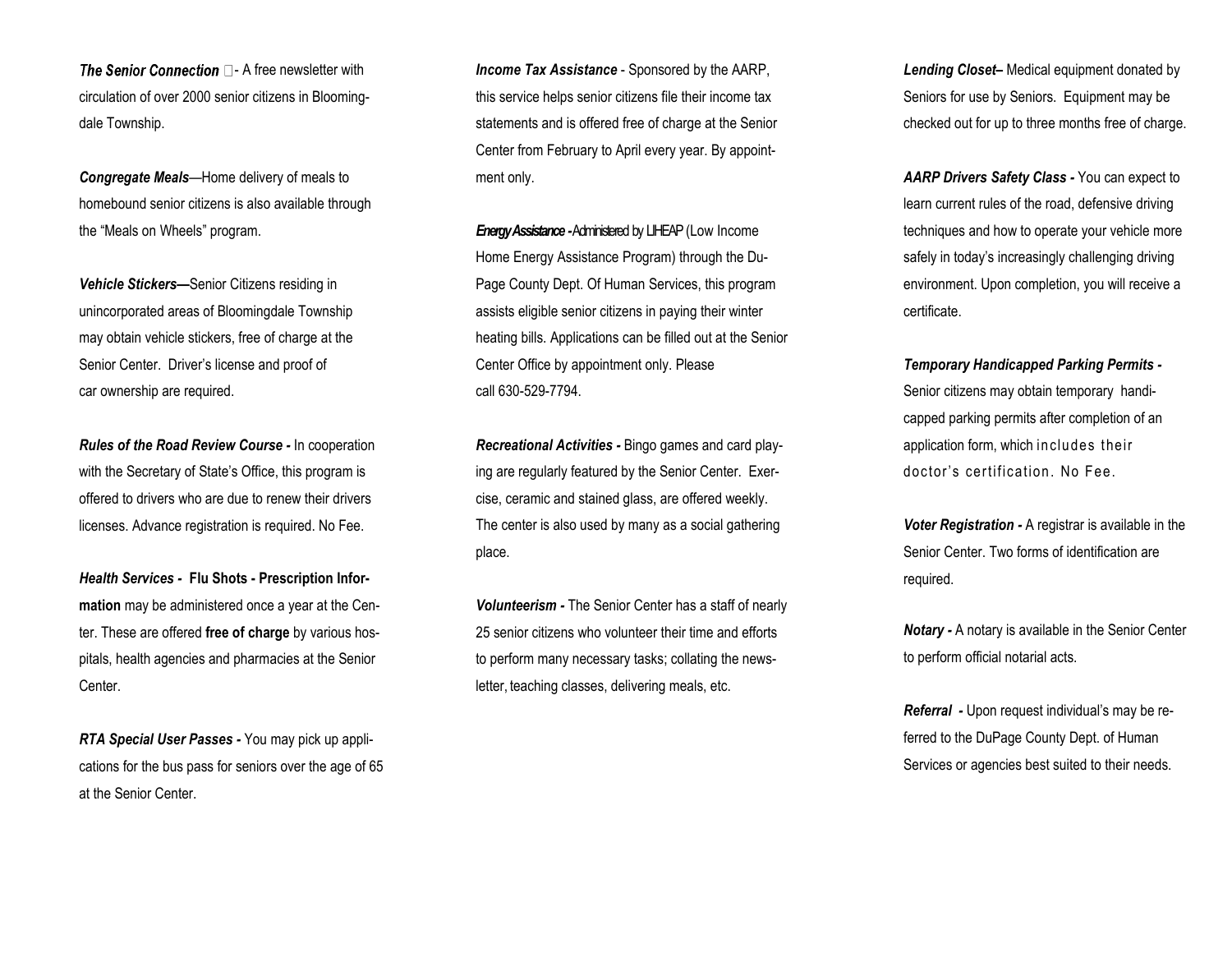***The Senior Connection*** - A free newsletter with circulation of over 2000 senior citizens in Bloomingdale Township.

***Congregate Meals***—Home delivery of meals to homebound senior citizens is also available through the "Meals on Wheels" program.

***Vehicle Stickers—***Senior Citizens residing in unincorporated areas of Bloomingdale Township may obtain vehicle stickers, free of charge at the Senior Center. Driver's license and proof of car ownership are required.

***Rules of the Road Review Course -*** In cooperation with the Secretary of State's Office, this program is offered to drivers who are due to renew their drivers licenses. Advance registration is required. No Fee.

***Health Services -*** **Flu Shots - Prescription Information** may be administered once a year at the Center. These are offered **free of charge** by various hospitals, health agencies and pharmacies at the Senior Center.

***RTA Special User Passes -*** You may pick up applications for the bus pass for seniors over the age of 65 at the Senior Center.

***Income Tax Assistance*** - Sponsored by the AARP, this service helps senior citizens file their income tax statements and is offered free of charge at the Senior Center from February to April every year. By appointment only.

***Energy Assistance -*** Administered by LIHEAP (Low Income Home Energy Assistance Program) through the DuPage County Dept. Of Human Services, this program assists eligible senior citizens in paying their winter heating bills. Applications can be filled out at the Senior Center Office by appointment only. Please call 630-529-7794.

***Recreational Activities -*** Bingo games and card playing are regularly featured by the Senior Center. Exercise, ceramic and stained glass, are offered weekly. The center is also used by many as a social gathering place.

***Volunteerism -*** The Senior Center has a staff of nearly 25 senior citizens who volunteer their time and efforts to perform many necessary tasks; collating the newsletter, teaching classes, delivering meals, etc.

***Lending Closet–*** Medical equipment donated by Seniors for use by Seniors. Equipment may be checked out for up to three months free of charge.

***AARP Drivers Safety Class -*** You can expect to learn current rules of the road, defensive driving techniques and how to operate your vehicle more safely in today's increasingly challenging driving environment. Upon completion, you will receive a certificate.

***Temporary Handicapped Parking Permits -*** Senior citizens may obtain temporary handicapped parking permits after completion of an application form, which includes their doctor's certification. No Fee.

***Voter Registration -*** A registrar is available in the Senior Center. Two forms of identification are required.

***Notary -*** A notary is available in the Senior Center to perform official notarial acts.

***Referral -*** Upon request individual's may be referred to the DuPage County Dept. of Human Services or agencies best suited to their needs.